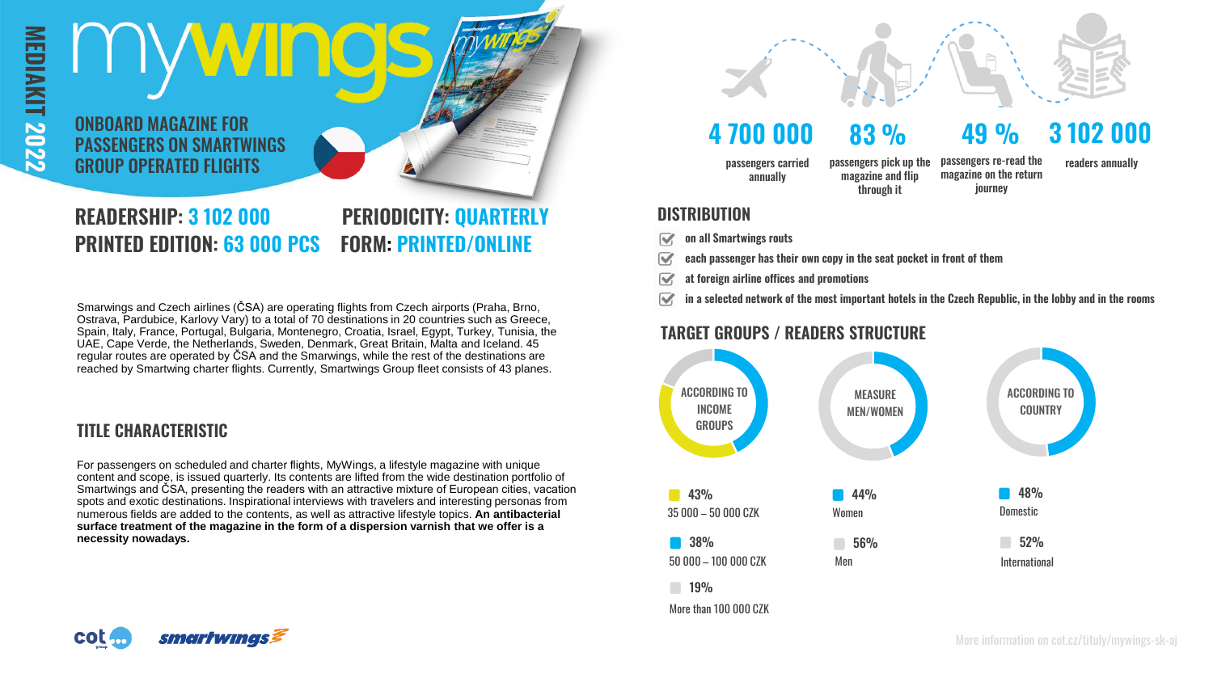MEDIAKIT 2022

# mywings

## ONBOARD MAGAZINE FOR PASSENGERS ON SMARTWINGS GROUP OPERATED FLIGHTS

**READERSHIP: 3 102 000**
**PRINTED EDITION: 63 000 PCS**
**PERIODICITY: QUARTERLY**
**FORM: PRINTED/ONLINE**

Smarwings and Czech airlines (ČSA) are operating flights from Czech airports (Praha, Brno, Ostrava, Pardubice, Karlovy Vary) to a total of 70 destinations in 20 countries such as Greece, Spain, Italy, France, Portugal, Bulgaria, Montenegro, Croatia, Israel, Egypt, Turkey, Tunisia, the UAE, Cape Verde, the Netherlands, Sweden, Denmark, Great Britain, Malta and Iceland. 45 regular routes are operated by ČSA and the Smarwings, while the rest of the destinations are reached by Smartwing charter flights. Currently, Smartwings Group fleet consists of 43 planes.

## TITLE CHARACTERISTIC

For passengers on scheduled and charter flights, MyWings, a lifestyle magazine with unique content and scope, is issued quarterly. Its contents are lifted from the wide destination portfolio of Smartwings and ČSA, presenting the readers with an attractive mixture of European cities, vacation spots and exotic destinations. Inspirational interviews with travelers and interesting personas from numerous fields are added to the contents, as well as attractive lifestyle topics. **An antibacterial surface treatment of the magazine in the form of a dispersion varnish that we offer is a necessity nowadays.**

**4 700 000** passengers carried annually

**83 %** passengers pick up the magazine and flip through it

**49 %** passengers re-read the magazine on the return journey

**3 102 000** readers annually

## DISTRIBUTION

- on all Smartwings routs
- each passenger has their own copy in the seat pocket in front of them
- at foreign airline offices and promotions
- in a selected network of the most important hotels in the Czech Republic, in the lobby and in the rooms

## TARGET GROUPS / READERS STRUCTURE

**ACCORDING TO INCOME GROUPS**
- 43% 35 000 – 50 000 CZK
- 38% 50 000 – 100 000 CZK
- 19% More than 100 000 CZK

**MEASURE MEN/WOMEN**
- 44% Women
- 56% Men

**ACCORDING TO COUNTRY**
- 48% Domestic
- 52% International

cot group smartwings

More information on cot.cz/tituly/mywings-sk-aj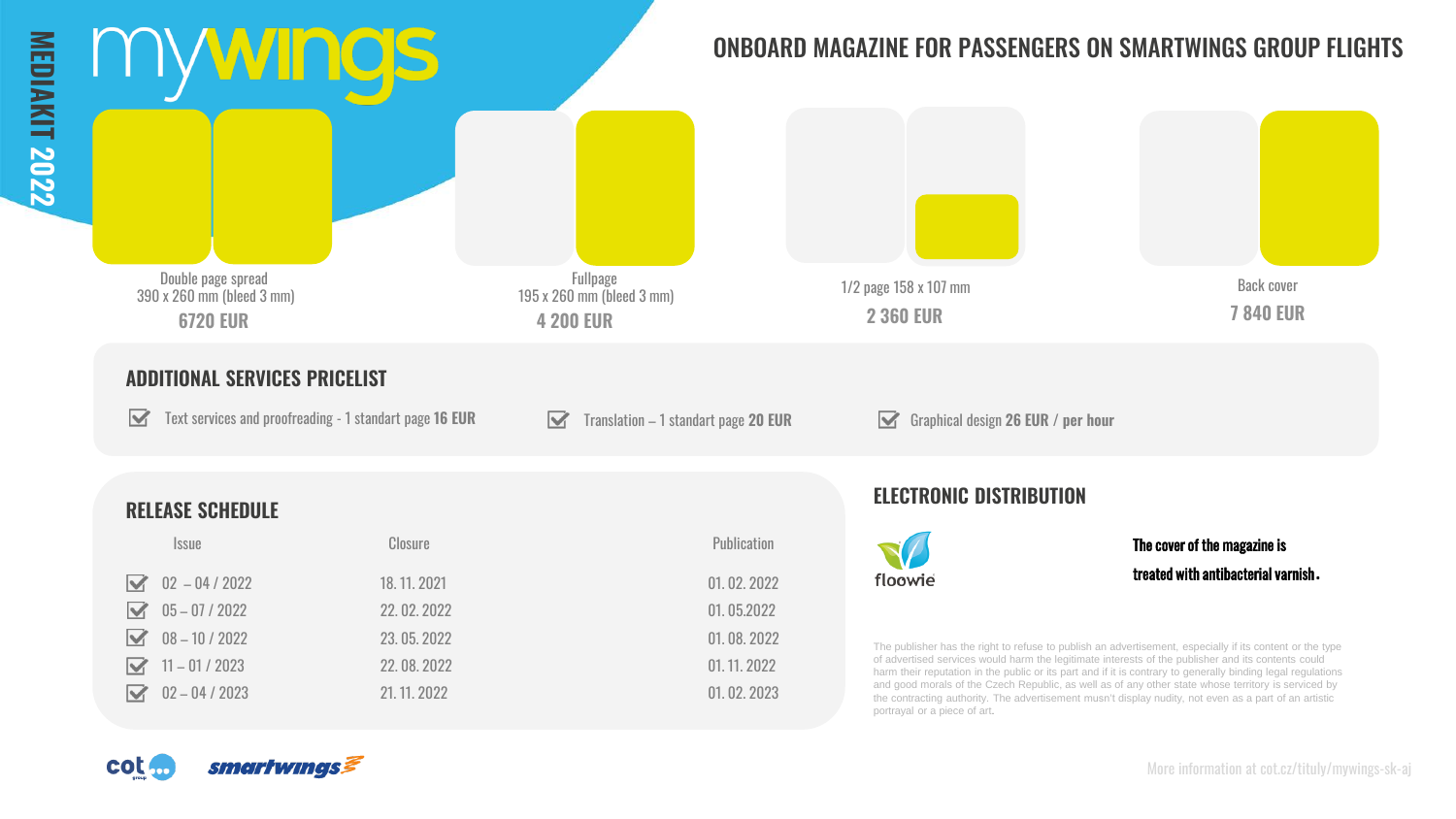MEDIAKIT 2022

# mywings

## ONBOARD MAGAZINE FOR PASSENGERS ON SMARTWINGS GROUP FLIGHTS

Double page spread
390 x 260 mm (bleed 3 mm)
**6720 EUR**

Fullpage
195 x 260 mm (bleed 3 mm)
**4 200 EUR**

1/2 page 158 x 107 mm
**2 360 EUR**

Back cover
**7 840 EUR**

## ADDITIONAL SERVICES PRICELIST

- Text services and proofreading - 1 standart page **16 EUR**
- Translation – 1 standart page **20 EUR**
- Graphical design **26 EUR** / **per hour**

## RELEASE SCHEDULE

| Issue | Closure | Publication |
|---|---|---|
| 02 – 04 / 2022 | 18. 11. 2021 | 01. 02. 2022 |
| 05 – 07 / 2022 | 22. 02. 2022 | 01. 05.2022 |
| 08 – 10 / 2022 | 23. 05. 2022 | 01. 08. 2022 |
| 11 – 01 / 2023 | 22. 08. 2022 | 01. 11. 2022 |
| 02 – 04 / 2023 | 21. 11. 2022 | 01. 02. 2023 |

## ELECTRONIC DISTRIBUTION

floowie

**The cover of the magazine is treated with antibacterial varnish.**

The publisher has the right to refuse to publish an advertisement, especially if its content or the type of advertised services would harm the legitimate interests of the publisher and its contents could harm their reputation in the public or its part and if it is contrary to generally binding legal regulations and good morals of the Czech Republic, as well as of any other state whose territory is serviced by the contracting authority. The advertisement musn't display nudity, not even as a part of an artistic portrayal or a piece of art.

cot group smartwings

More information at cot.cz/tituly/mywings-sk-aj